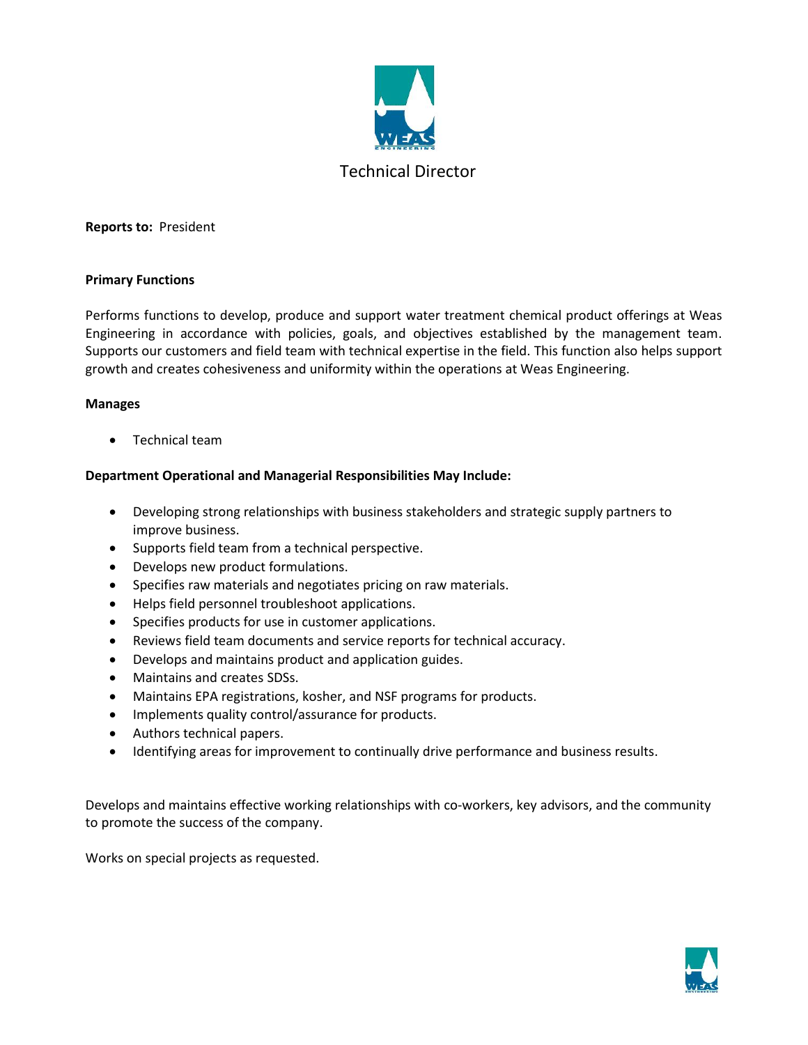# Technical Director

**Reports to:** President

**Primary Functions**

Performs functions to develop, produce and support water treatment chemical product offerings at Weas Engineering in accordance with policies, goals, and objectives established by the management team. Supports our customers and field team with technical expertise in the field. This function also helps support growth and creates cohesiveness and uniformity within the operations at Weas Engineering.

**Manages**

- Technical team

**Department Operational and Managerial Responsibilities May Include:**

- Developing strong relationships with business stakeholders and strategic supply partners to improve business.
- Supports field team from a technical perspective.
- Develops new product formulations.
- Specifies raw materials and negotiates pricing on raw materials.
- Helps field personnel troubleshoot applications.
- Specifies products for use in customer applications.
- Reviews field team documents and service reports for technical accuracy.
- Develops and maintains product and application guides.
- Maintains and creates SDSs.
- Maintains EPA registrations, kosher, and NSF programs for products.
- Implements quality control/assurance for products.
- Authors technical papers.
- Identifying areas for improvement to continually drive performance and business results.

Develops and maintains effective working relationships with co-workers, key advisors, and the community to promote the success of the company.

Works on special projects as requested.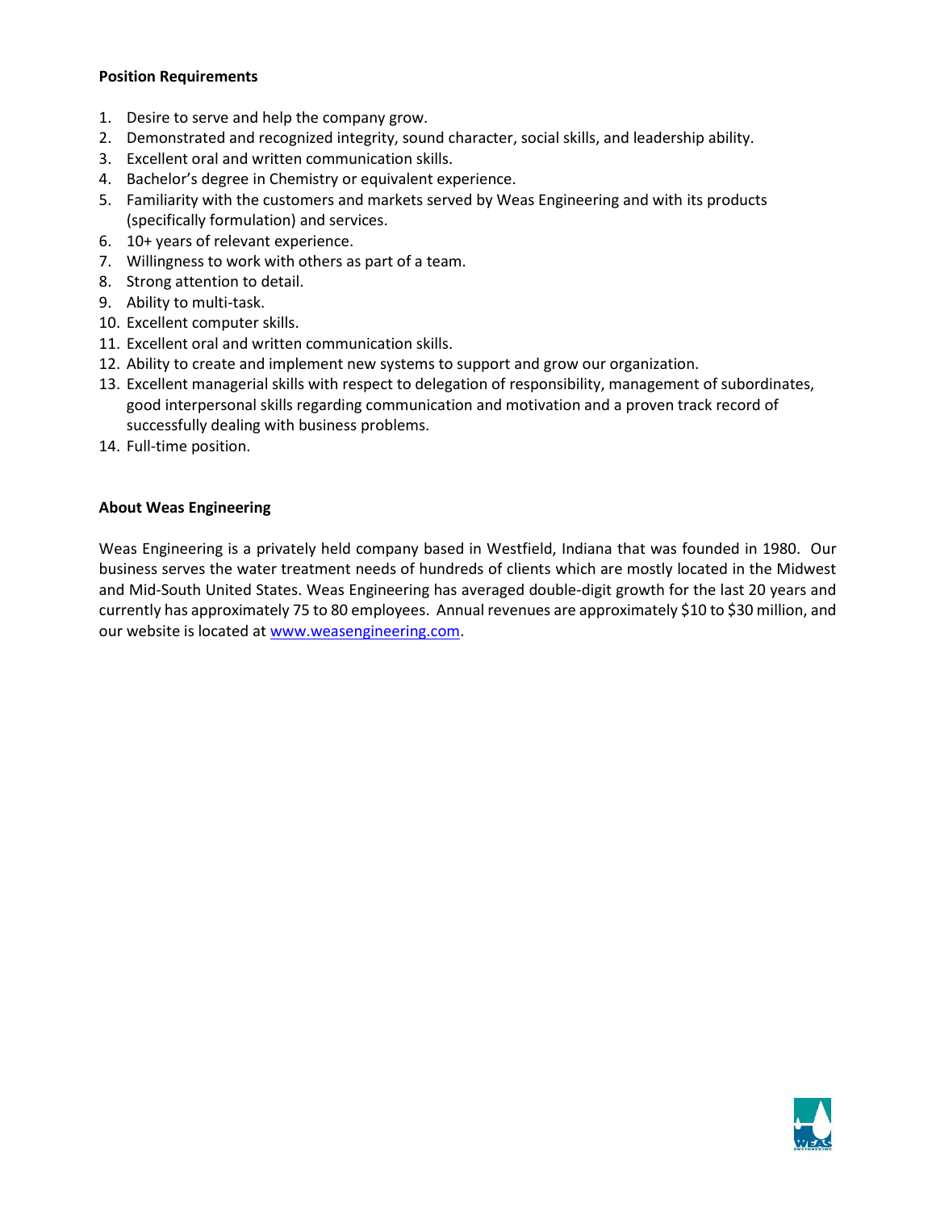**Position Requirements**

1. Desire to serve and help the company grow.
2. Demonstrated and recognized integrity, sound character, social skills, and leadership ability.
3. Excellent oral and written communication skills.
4. Bachelor's degree in Chemistry or equivalent experience.
5. Familiarity with the customers and markets served by Weas Engineering and with its products (specifically formulation) and services.
6. 10+ years of relevant experience.
7. Willingness to work with others as part of a team.
8. Strong attention to detail.
9. Ability to multi-task.
10. Excellent computer skills.
11. Excellent oral and written communication skills.
12. Ability to create and implement new systems to support and grow our organization.
13. Excellent managerial skills with respect to delegation of responsibility, management of subordinates, good interpersonal skills regarding communication and motivation and a proven track record of successfully dealing with business problems.
14. Full-time position.

**About Weas Engineering**

Weas Engineering is a privately held company based in Westfield, Indiana that was founded in 1980. Our business serves the water treatment needs of hundreds of clients which are mostly located in the Midwest and Mid-South United States. Weas Engineering has averaged double-digit growth for the last 20 years and currently has approximately 75 to 80 employees. Annual revenues are approximately $10 to $30 million, and our website is located at www.weasengineering.com.